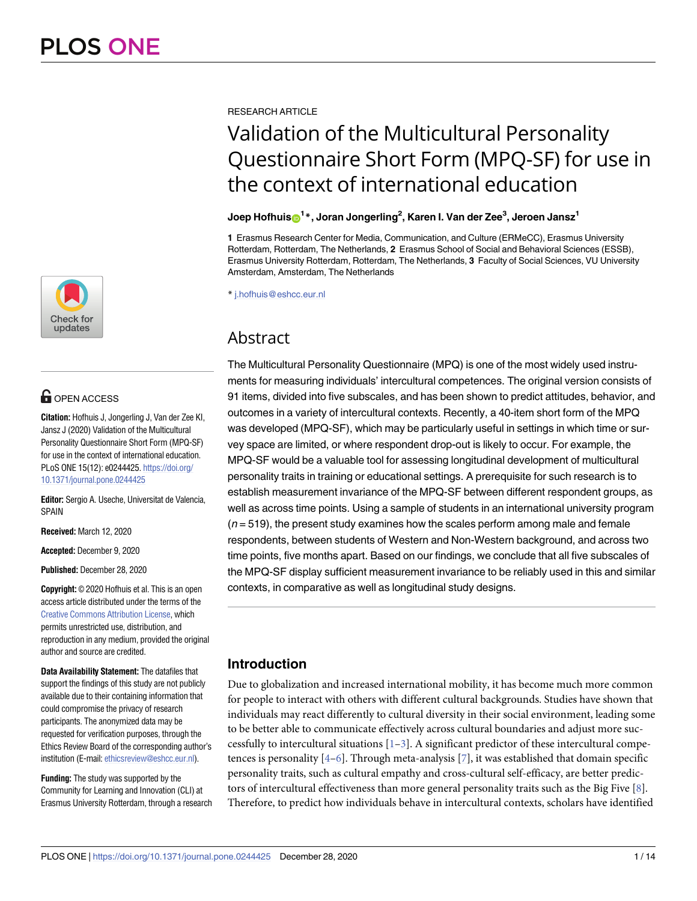RESEARCH ARTICLE

# Validation of the Multicultural Personality Questionnaire Short Form (MPQ-SF) for use in the context of international education

**Joep Hofhuis[1]*, Joran Jongerling[2], Karen I. Van der Zee[3], Jeroen Jansz[1]**

**1** Erasmus Research Center for Media, Communication, and Culture (ERMeCC), Erasmus University Rotterdam, Rotterdam, The Netherlands, **2** Erasmus School of Social and Behavioral Sciences (ESSB), Erasmus University Rotterdam, Rotterdam, The Netherlands, **3** Faculty of Social Sciences, VU University Amsterdam, Amsterdam, The Netherlands

* j.hofhuis@eshcc.eur.nl

OPEN ACCESS

**Citation:** Hofhuis J, Jongerling J, Van der Zee KI, Jansz J (2020) Validation of the Multicultural Personality Questionnaire Short Form (MPQ-SF) for use in the context of international education. PLoS ONE 15(12): e0244425. https://doi.org/10.1371/journal.pone.0244425

**Editor:** Sergio A. Useche, Universitat de Valencia, SPAIN

**Received:** March 12, 2020

**Accepted:** December 9, 2020

**Published:** December 28, 2020

**Copyright:** © 2020 Hofhuis et al. This is an open access article distributed under the terms of the Creative Commons Attribution License, which permits unrestricted use, distribution, and reproduction in any medium, provided the original author and source are credited.

**Data Availability Statement:** The datafiles that support the findings of this study are not publicly available due to their containing information that could compromise the privacy of research participants. The anonymized data may be requested for verification purposes, through the Ethics Review Board of the corresponding author's institution (E-mail: ethicsreview@eshcc.eur.nl).

**Funding:** The study was supported by the Community for Learning and Innovation (CLI) at Erasmus University Rotterdam, through a research

## Abstract

The Multicultural Personality Questionnaire (MPQ) is one of the most widely used instruments for measuring individuals' intercultural competences. The original version consists of 91 items, divided into five subscales, and has been shown to predict attitudes, behavior, and outcomes in a variety of intercultural contexts. Recently, a 40-item short form of the MPQ was developed (MPQ-SF), which may be particularly useful in settings in which time or survey space are limited, or where respondent drop-out is likely to occur. For example, the MPQ-SF would be a valuable tool for assessing longitudinal development of multicultural personality traits in training or educational settings. A prerequisite for such research is to establish measurement invariance of the MPQ-SF between different respondent groups, as well as across time points. Using a sample of students in an international university program ($n$ = 519), the present study examines how the scales perform among male and female respondents, between students of Western and Non-Western background, and across two time points, five months apart. Based on our findings, we conclude that all five subscales of the MPQ-SF display sufficient measurement invariance to be reliably used in this and similar contexts, in comparative as well as longitudinal study designs.

## Introduction

Due to globalization and increased international mobility, it has become much more common for people to interact with others with different cultural backgrounds. Studies have shown that individuals may react differently to cultural diversity in their social environment, leading some to be better able to communicate effectively across cultural boundaries and adjust more successfully to intercultural situations [1–3]. A significant predictor of these intercultural competences is personality [4–6]. Through meta-analysis [7], it was established that domain specific personality traits, such as cultural empathy and cross-cultural self-efficacy, are better predictors of intercultural effectiveness than more general personality traits such as the Big Five [8]. Therefore, to predict how individuals behave in intercultural contexts, scholars have identified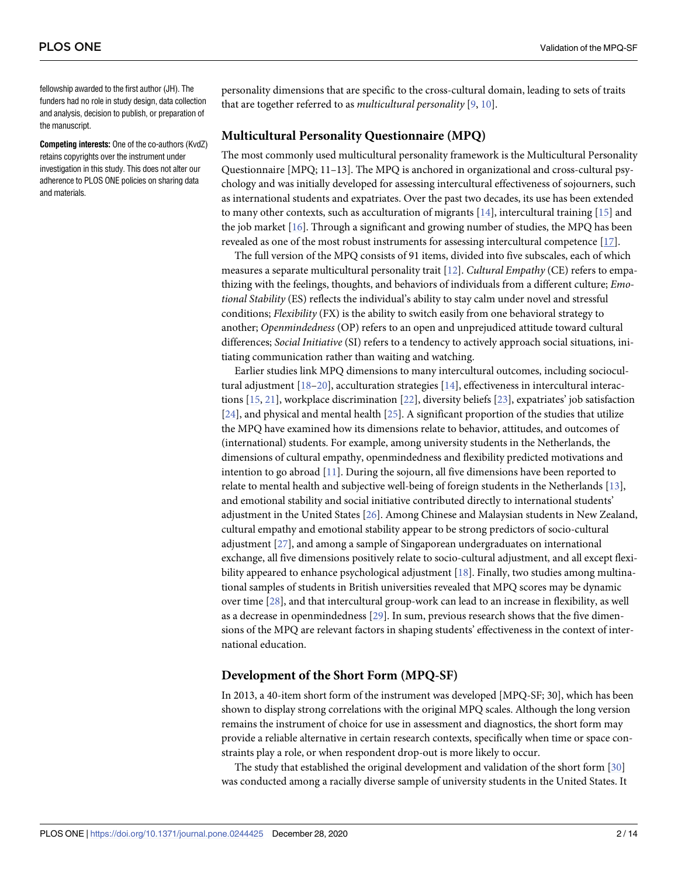fellowship awarded to the first author (JH). The funders had no role in study design, data collection and analysis, decision to publish, or preparation of the manuscript.

**Competing interests:** One of the co-authors (KvdZ) retains copyrights over the instrument under investigation in this study. This does not alter our adherence to PLOS ONE policies on sharing data and materials.

personality dimensions that are specific to the cross-cultural domain, leading to sets of traits that are together referred to as *multicultural personality* [9, 10].

## Multicultural Personality Questionnaire (MPQ)

The most commonly used multicultural personality framework is the Multicultural Personality Questionnaire [MPQ; 11–13]. The MPQ is anchored in organizational and cross-cultural psychology and was initially developed for assessing intercultural effectiveness of sojourners, such as international students and expatriates. Over the past two decades, its use has been extended to many other contexts, such as acculturation of migrants [14], intercultural training [15] and the job market [16]. Through a significant and growing number of studies, the MPQ has been revealed as one of the most robust instruments for assessing intercultural competence [17].

The full version of the MPQ consists of 91 items, divided into five subscales, each of which measures a separate multicultural personality trait [12]. *Cultural Empathy* (CE) refers to empathizing with the feelings, thoughts, and behaviors of individuals from a different culture; *Emotional Stability* (ES) reflects the individual's ability to stay calm under novel and stressful conditions; *Flexibility* (FX) is the ability to switch easily from one behavioral strategy to another; *Openmindedness* (OP) refers to an open and unprejudiced attitude toward cultural differences; *Social Initiative* (SI) refers to a tendency to actively approach social situations, initiating communication rather than waiting and watching.

Earlier studies link MPQ dimensions to many intercultural outcomes, including sociocultural adjustment [18–20], acculturation strategies [14], effectiveness in intercultural interactions [15, 21], workplace discrimination [22], diversity beliefs [23], expatriates' job satisfaction [24], and physical and mental health [25]. A significant proportion of the studies that utilize the MPQ have examined how its dimensions relate to behavior, attitudes, and outcomes of (international) students. For example, among university students in the Netherlands, the dimensions of cultural empathy, openmindedness and flexibility predicted motivations and intention to go abroad [11]. During the sojourn, all five dimensions have been reported to relate to mental health and subjective well-being of foreign students in the Netherlands [13], and emotional stability and social initiative contributed directly to international students' adjustment in the United States [26]. Among Chinese and Malaysian students in New Zealand, cultural empathy and emotional stability appear to be strong predictors of socio-cultural adjustment [27], and among a sample of Singaporean undergraduates on international exchange, all five dimensions positively relate to socio-cultural adjustment, and all except flexibility appeared to enhance psychological adjustment [18]. Finally, two studies among multinational samples of students in British universities revealed that MPQ scores may be dynamic over time [28], and that intercultural group-work can lead to an increase in flexibility, as well as a decrease in openmindedness [29]. In sum, previous research shows that the five dimensions of the MPQ are relevant factors in shaping students' effectiveness in the context of international education.

## Development of the Short Form (MPQ-SF)

In 2013, a 40-item short form of the instrument was developed [MPQ-SF; 30], which has been shown to display strong correlations with the original MPQ scales. Although the long version remains the instrument of choice for use in assessment and diagnostics, the short form may provide a reliable alternative in certain research contexts, specifically when time or space constraints play a role, or when respondent drop-out is more likely to occur.

The study that established the original development and validation of the short form [30] was conducted among a racially diverse sample of university students in the United States. It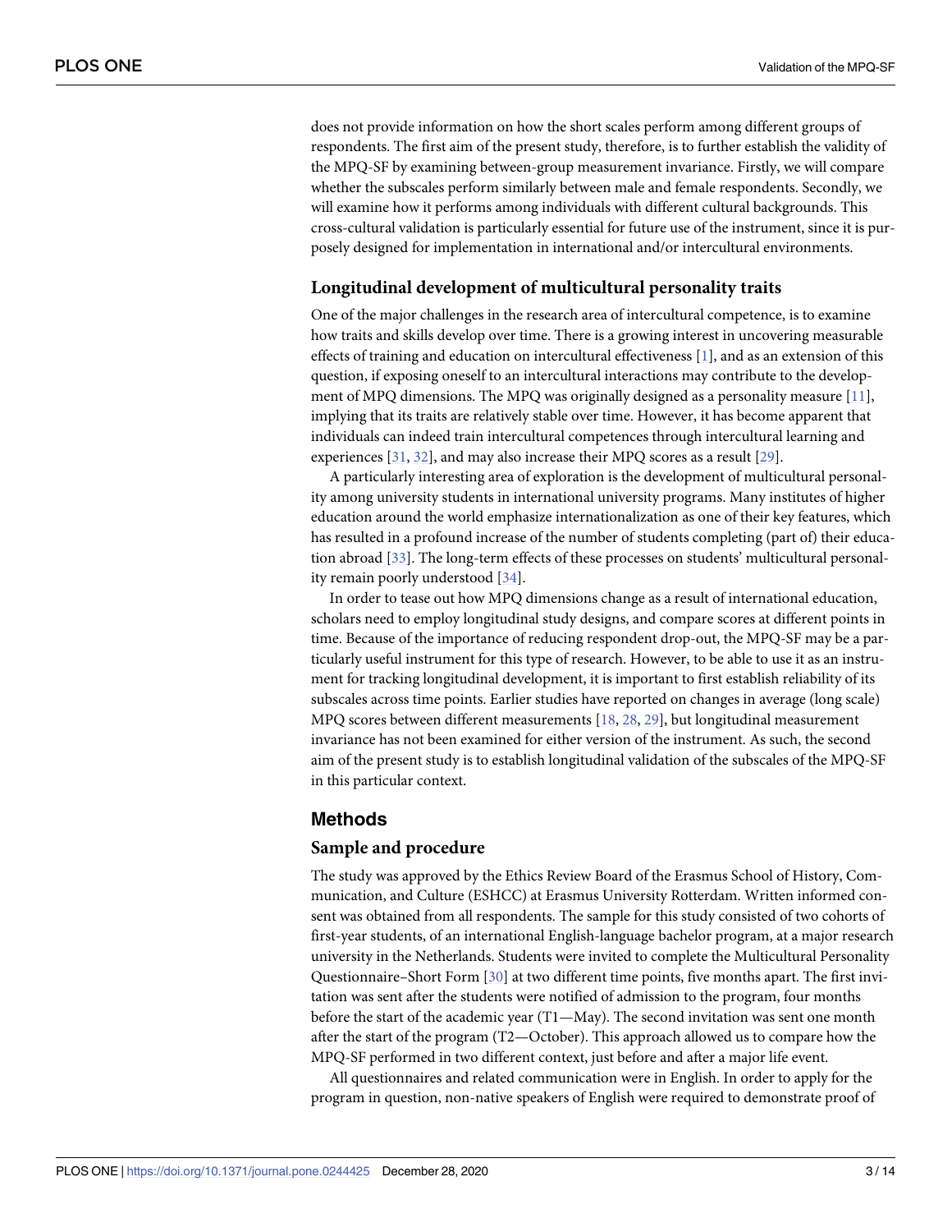does not provide information on how the short scales perform among different groups of respondents. The first aim of the present study, therefore, is to further establish the validity of the MPQ-SF by examining between-group measurement invariance. Firstly, we will compare whether the subscales perform similarly between male and female respondents. Secondly, we will examine how it performs among individuals with different cultural backgrounds. This cross-cultural validation is particularly essential for future use of the instrument, since it is purposely designed for implementation in international and/or intercultural environments.

### Longitudinal development of multicultural personality traits

One of the major challenges in the research area of intercultural competence, is to examine how traits and skills develop over time. There is a growing interest in uncovering measurable effects of training and education on intercultural effectiveness [1], and as an extension of this question, if exposing oneself to an intercultural interactions may contribute to the development of MPQ dimensions. The MPQ was originally designed as a personality measure [11], implying that its traits are relatively stable over time. However, it has become apparent that individuals can indeed train intercultural competences through intercultural learning and experiences [31, 32], and may also increase their MPQ scores as a result [29].

A particularly interesting area of exploration is the development of multicultural personality among university students in international university programs. Many institutes of higher education around the world emphasize internationalization as one of their key features, which has resulted in a profound increase of the number of students completing (part of) their education abroad [33]. The long-term effects of these processes on students' multicultural personality remain poorly understood [34].

In order to tease out how MPQ dimensions change as a result of international education, scholars need to employ longitudinal study designs, and compare scores at different points in time. Because of the importance of reducing respondent drop-out, the MPQ-SF may be a particularly useful instrument for this type of research. However, to be able to use it as an instrument for tracking longitudinal development, it is important to first establish reliability of its subscales across time points. Earlier studies have reported on changes in average (long scale) MPQ scores between different measurements [18, 28, 29], but longitudinal measurement invariance has not been examined for either version of the instrument. As such, the second aim of the present study is to establish longitudinal validation of the subscales of the MPQ-SF in this particular context.

## Methods

### Sample and procedure

The study was approved by the Ethics Review Board of the Erasmus School of History, Communication, and Culture (ESHCC) at Erasmus University Rotterdam. Written informed consent was obtained from all respondents. The sample for this study consisted of two cohorts of first-year students, of an international English-language bachelor program, at a major research university in the Netherlands. Students were invited to complete the Multicultural Personality Questionnaire–Short Form [30] at two different time points, five months apart. The first invitation was sent after the students were notified of admission to the program, four months before the start of the academic year (T1—May). The second invitation was sent one month after the start of the program (T2—October). This approach allowed us to compare how the MPQ-SF performed in two different context, just before and after a major life event.

All questionnaires and related communication were in English. In order to apply for the program in question, non-native speakers of English were required to demonstrate proof of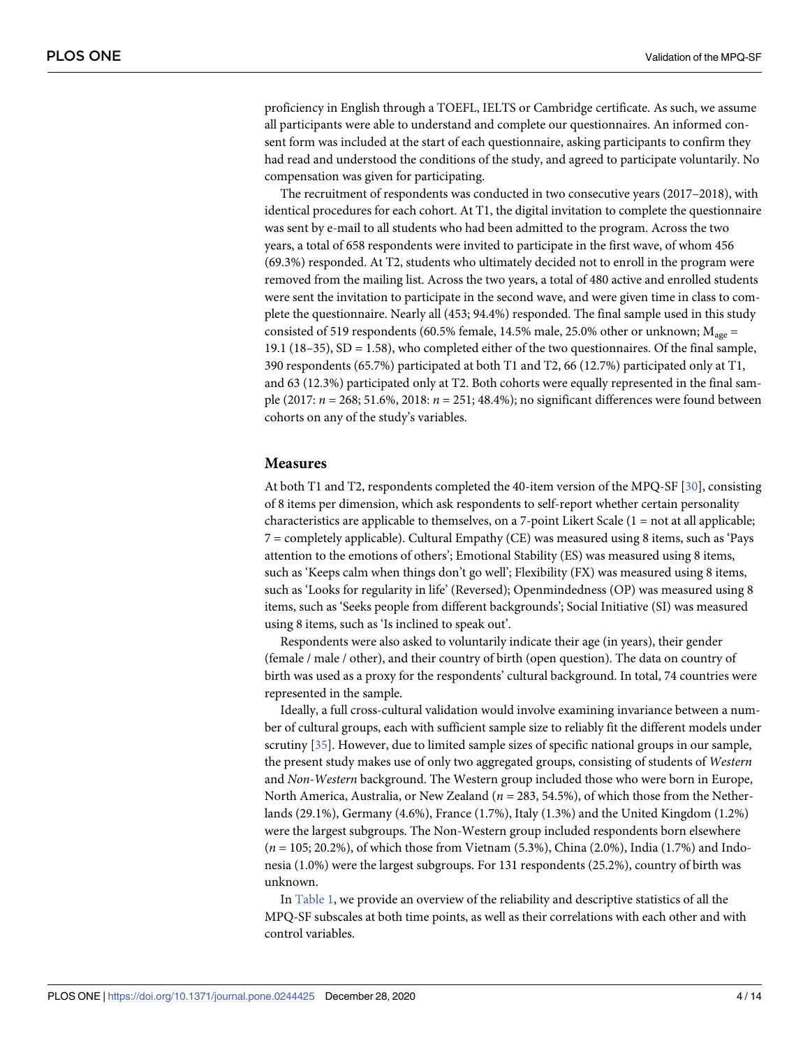proficiency in English through a TOEFL, IELTS or Cambridge certificate. As such, we assume all participants were able to understand and complete our questionnaires. An informed consent form was included at the start of each questionnaire, asking participants to confirm they had read and understood the conditions of the study, and agreed to participate voluntarily. No compensation was given for participating.

The recruitment of respondents was conducted in two consecutive years (2017–2018), with identical procedures for each cohort. At T1, the digital invitation to complete the questionnaire was sent by e-mail to all students who had been admitted to the program. Across the two years, a total of 658 respondents were invited to participate in the first wave, of whom 456 (69.3%) responded. At T2, students who ultimately decided not to enroll in the program were removed from the mailing list. Across the two years, a total of 480 active and enrolled students were sent the invitation to participate in the second wave, and were given time in class to complete the questionnaire. Nearly all (453; 94.4%) responded. The final sample used in this study consisted of 519 respondents (60.5% female, 14.5% male, 25.0% other or unknown; $M_{age}$ = 19.1 (18–35), SD = 1.58), who completed either of the two questionnaires. Of the final sample, 390 respondents (65.7%) participated at both T1 and T2, 66 (12.7%) participated only at T1, and 63 (12.3%) participated only at T2. Both cohorts were equally represented in the final sample (2017: *n* = 268; 51.6%, 2018: *n* = 251; 48.4%); no significant differences were found between cohorts on any of the study's variables.

## Measures

At both T1 and T2, respondents completed the 40-item version of the MPQ-SF [30], consisting of 8 items per dimension, which ask respondents to self-report whether certain personality characteristics are applicable to themselves, on a 7-point Likert Scale (1 = not at all applicable; 7 = completely applicable). Cultural Empathy (CE) was measured using 8 items, such as 'Pays attention to the emotions of others'; Emotional Stability (ES) was measured using 8 items, such as 'Keeps calm when things don't go well'; Flexibility (FX) was measured using 8 items, such as 'Looks for regularity in life' (Reversed); Openmindedness (OP) was measured using 8 items, such as 'Seeks people from different backgrounds'; Social Initiative (SI) was measured using 8 items, such as 'Is inclined to speak out'.

Respondents were also asked to voluntarily indicate their age (in years), their gender (female / male / other), and their country of birth (open question). The data on country of birth was used as a proxy for the respondents' cultural background. In total, 74 countries were represented in the sample.

Ideally, a full cross-cultural validation would involve examining invariance between a number of cultural groups, each with sufficient sample size to reliably fit the different models under scrutiny [35]. However, due to limited sample sizes of specific national groups in our sample, the present study makes use of only two aggregated groups, consisting of students of *Western* and *Non-Western* background. The Western group included those who were born in Europe, North America, Australia, or New Zealand (*n* = 283, 54.5%), of which those from the Netherlands (29.1%), Germany (4.6%), France (1.7%), Italy (1.3%) and the United Kingdom (1.2%) were the largest subgroups. The Non-Western group included respondents born elsewhere (*n* = 105; 20.2%), of which those from Vietnam (5.3%), China (2.0%), India (1.7%) and Indonesia (1.0%) were the largest subgroups. For 131 respondents (25.2%), country of birth was unknown.

In Table 1, we provide an overview of the reliability and descriptive statistics of all the MPQ-SF subscales at both time points, as well as their correlations with each other and with control variables.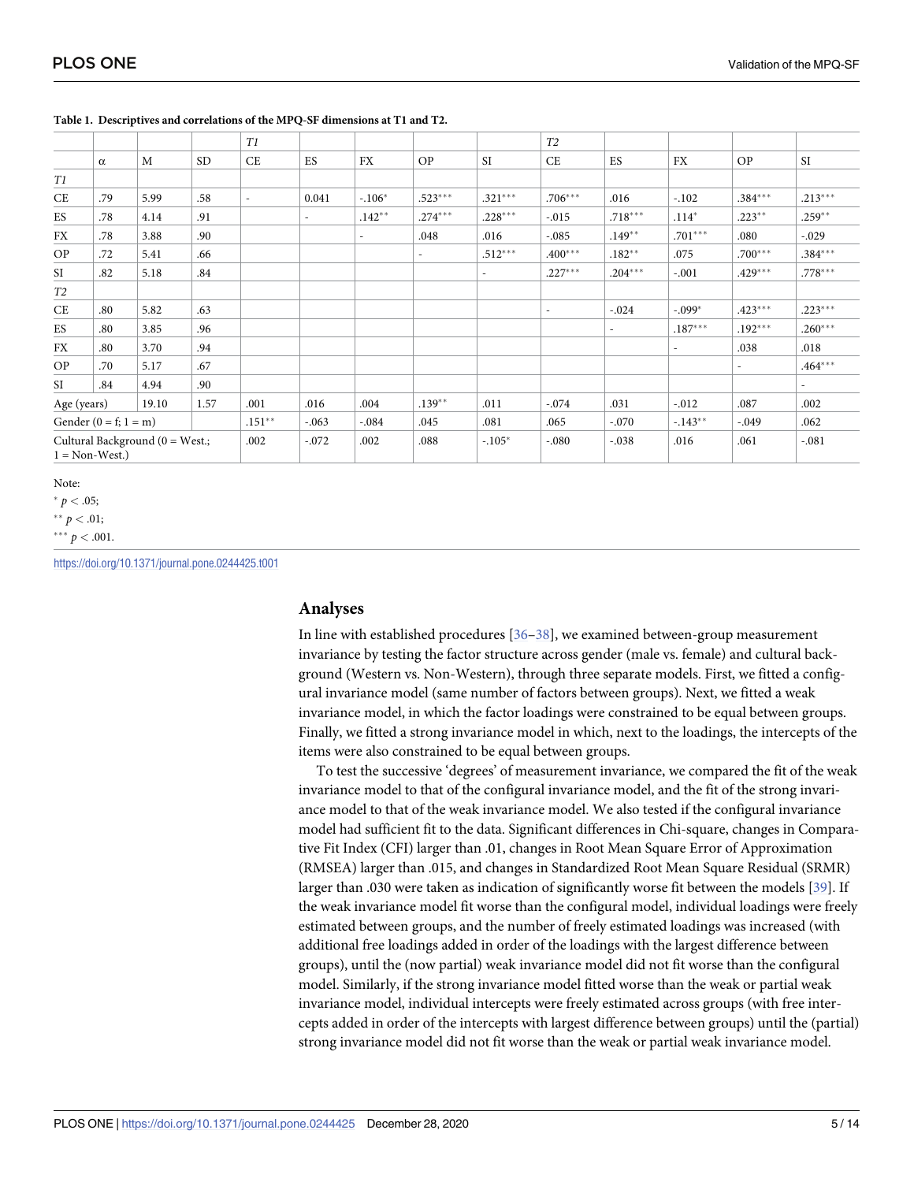**Table 1. Descriptives and correlations of the MPQ-SF dimensions at T1 and T2.**

| | α | M | SD | *T1* | | | | | *T2* | | | | |
|---|---|---|---|---|---|---|---|---|---|---|---|---|---|
| | | | | CE | ES | FX | OP | SI | CE | ES | FX | OP | SI |
| *T1* | | | | | | | | | | | | | |
| CE | .79 | 5.99 | .58 | - | 0.041 | -.106* | .523*** | .321*** | .706*** | .016 | -.102 | .384*** | .213*** |
| ES | .78 | 4.14 | .91 | | - | .142** | .274*** | .228*** | -.015 | .718*** | .114* | .223** | .259** |
| FX | .78 | 3.88 | .90 | | | - | .048 | .016 | -.085 | .149** | .701*** | .080 | -.029 |
| OP | .72 | 5.41 | .66 | | | | - | .512*** | .400*** | .182** | .075 | .700*** | .384*** |
| SI | .82 | 5.18 | .84 | | | | | - | .227*** | .204*** | -.001 | .429*** | .778*** |
| *T2* | | | | | | | | | | | | | |
| CE | .80 | 5.82 | .63 | | | | | | - | -.024 | -.099* | .423*** | .223*** |
| ES | .80 | 3.85 | .96 | | | | | | | - | .187*** | .192*** | .260*** |
| FX | .80 | 3.70 | .94 | | | | | | | | - | .038 | .018 |
| OP | .70 | 5.17 | .67 | | | | | | | | | - | .464*** |
| SI | .84 | 4.94 | .90 | | | | | | | | | | - |
| Age (years) | | 19.10 | 1.57 | .001 | .016 | .004 | .139** | .011 | -.074 | .031 | -.012 | .087 | .002 |
| Gender (0 = f; 1 = m) | | | | .151** | -.063 | -.084 | .045 | .081 | .065 | -.070 | -.143** | -.049 | .062 |
| Cultural Background (0 = West.; 1 = Non-West.) | | | | .002 | -.072 | .002 | .088 | -.105* | -.080 | -.038 | .016 | .061 | -.081 |

Note:

* $p < .05$;

** $p < .01$;

*** $p < .001$.

https://doi.org/10.1371/journal.pone.0244425.t001

## Analyses

In line with established procedures [36–38], we examined between-group measurement invariance by testing the factor structure across gender (male vs. female) and cultural background (Western vs. Non-Western), through three separate models. First, we fitted a configural invariance model (same number of factors between groups). Next, we fitted a weak invariance model, in which the factor loadings were constrained to be equal between groups. Finally, we fitted a strong invariance model in which, next to the loadings, the intercepts of the items were also constrained to be equal between groups.

To test the successive 'degrees' of measurement invariance, we compared the fit of the weak invariance model to that of the configural invariance model, and the fit of the strong invariance model to that of the weak invariance model. We also tested if the configural invariance model had sufficient fit to the data. Significant differences in Chi-square, changes in Comparative Fit Index (CFI) larger than .01, changes in Root Mean Square Error of Approximation (RMSEA) larger than .015, and changes in Standardized Root Mean Square Residual (SRMR) larger than .030 were taken as indication of significantly worse fit between the models [39]. If the weak invariance model fit worse than the configural model, individual loadings were freely estimated between groups, and the number of freely estimated loadings was increased (with additional free loadings added in order of the loadings with the largest difference between groups), until the (now partial) weak invariance model did not fit worse than the configural model. Similarly, if the strong invariance model fitted worse than the weak or partial weak invariance model, individual intercepts were freely estimated across groups (with free intercepts added in order of the intercepts with largest difference between groups) until the (partial) strong invariance model did not fit worse than the weak or partial weak invariance model.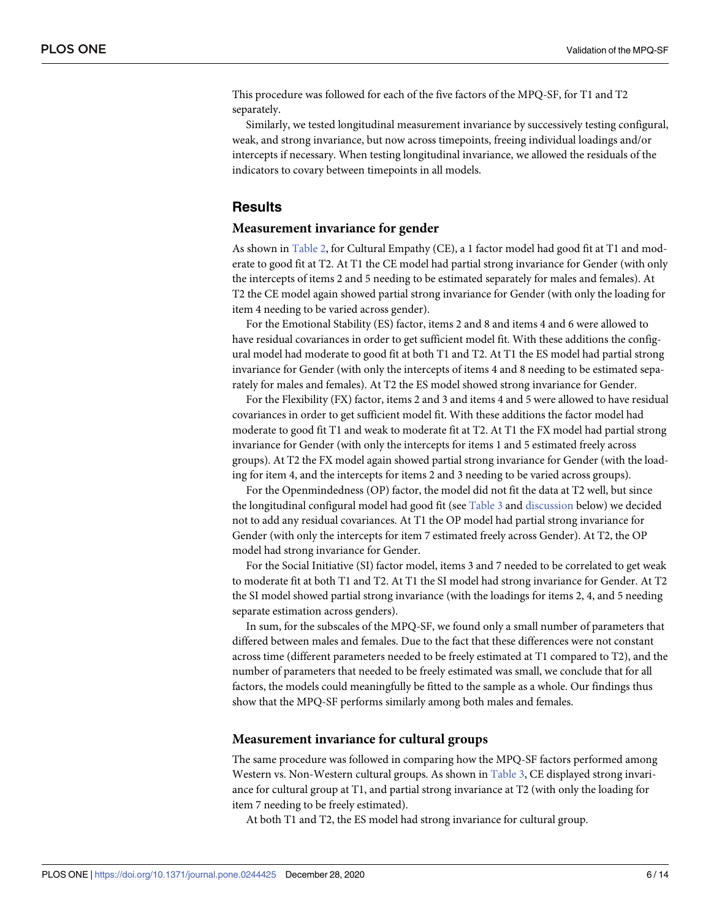This procedure was followed for each of the five factors of the MPQ-SF, for T1 and T2 separately.

Similarly, we tested longitudinal measurement invariance by successively testing configural, weak, and strong invariance, but now across timepoints, freeing individual loadings and/or intercepts if necessary. When testing longitudinal invariance, we allowed the residuals of the indicators to covary between timepoints in all models.

## Results

### Measurement invariance for gender

As shown in Table 2, for Cultural Empathy (CE), a 1 factor model had good fit at T1 and moderate to good fit at T2. At T1 the CE model had partial strong invariance for Gender (with only the intercepts of items 2 and 5 needing to be estimated separately for males and females). At T2 the CE model again showed partial strong invariance for Gender (with only the loading for item 4 needing to be varied across gender).

For the Emotional Stability (ES) factor, items 2 and 8 and items 4 and 6 were allowed to have residual covariances in order to get sufficient model fit. With these additions the configural model had moderate to good fit at both T1 and T2. At T1 the ES model had partial strong invariance for Gender (with only the intercepts of items 4 and 8 needing to be estimated separately for males and females). At T2 the ES model showed strong invariance for Gender.

For the Flexibility (FX) factor, items 2 and 3 and items 4 and 5 were allowed to have residual covariances in order to get sufficient model fit. With these additions the factor model had moderate to good fit T1 and weak to moderate fit at T2. At T1 the FX model had partial strong invariance for Gender (with only the intercepts for items 1 and 5 estimated freely across groups). At T2 the FX model again showed partial strong invariance for Gender (with the loading for item 4, and the intercepts for items 2 and 3 needing to be varied across groups).

For the Openmindedness (OP) factor, the model did not fit the data at T2 well, but since the longitudinal configural model had good fit (see Table 3 and discussion below) we decided not to add any residual covariances. At T1 the OP model had partial strong invariance for Gender (with only the intercepts for item 7 estimated freely across Gender). At T2, the OP model had strong invariance for Gender.

For the Social Initiative (SI) factor model, items 3 and 7 needed to be correlated to get weak to moderate fit at both T1 and T2. At T1 the SI model had strong invariance for Gender. At T2 the SI model showed partial strong invariance (with the loadings for items 2, 4, and 5 needing separate estimation across genders).

In sum, for the subscales of the MPQ-SF, we found only a small number of parameters that differed between males and females. Due to the fact that these differences were not constant across time (different parameters needed to be freely estimated at T1 compared to T2), and the number of parameters that needed to be freely estimated was small, we conclude that for all factors, the models could meaningfully be fitted to the sample as a whole. Our findings thus show that the MPQ-SF performs similarly among both males and females.

### Measurement invariance for cultural groups

The same procedure was followed in comparing how the MPQ-SF factors performed among Western vs. Non-Western cultural groups. As shown in Table 3, CE displayed strong invariance for cultural group at T1, and partial strong invariance at T2 (with only the loading for item 7 needing to be freely estimated).

At both T1 and T2, the ES model had strong invariance for cultural group.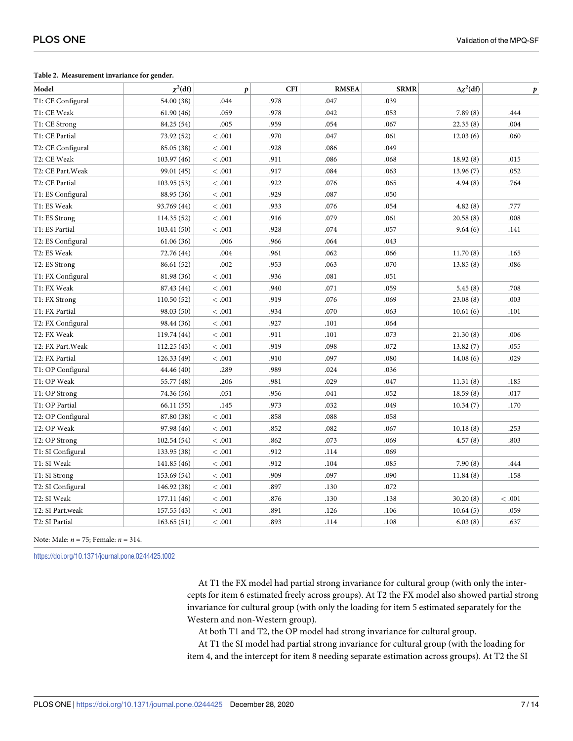**Table 2. Measurement invariance for gender.**

| Model | $\chi^2$(df) | $p$ | CFI | RMSEA | SRMR | $\Delta\chi^2$(df) | $p$ |
|---|---|---|---|---|---|---|---|
| T1: CE Configural | 54.00 (38) | .044 | .978 | .047 | .039 | | |
| T1: CE Weak | 61.90 (46) | .059 | .978 | .042 | .053 | 7.89 (8) | .444 |
| T1: CE Strong | 84.25 (54) | .005 | .959 | .054 | .067 | 22.35 (8) | .004 |
| T1: CE Partial | 73.92 (52) | < .001 | .970 | .047 | .061 | 12.03 (6) | .060 |
| T2: CE Configural | 85.05 (38) | < .001 | .928 | .086 | .049 | | |
| T2: CE Weak | 103.97 (46) | < .001 | .911 | .086 | .068 | 18.92 (8) | .015 |
| T2: CE Part.Weak | 99.01 (45) | < .001 | .917 | .084 | .063 | 13.96 (7) | .052 |
| T2: CE Partial | 103.95 (53) | < .001 | .922 | .076 | .065 | 4.94 (8) | .764 |
| T1: ES Configural | 88.95 (36) | < .001 | .929 | .087 | .050 | | |
| T1: ES Weak | 93.769 (44) | < .001 | .933 | .076 | .054 | 4.82 (8) | .777 |
| T1: ES Strong | 114.35 (52) | < .001 | .916 | .079 | .061 | 20.58 (8) | .008 |
| T1: ES Partial | 103.41 (50) | < .001 | .928 | .074 | .057 | 9.64 (6) | .141 |
| T2: ES Configural | 61.06 (36) | .006 | .966 | .064 | .043 | | |
| T2: ES Weak | 72.76 (44) | .004 | .961 | .062 | .066 | 11.70 (8) | .165 |
| T2: ES Strong | 86.61 (52) | .002 | .953 | .063 | .070 | 13.85 (8) | .086 |
| T1: FX Configural | 81.98 (36) | < .001 | .936 | .081 | .051 | | |
| T1: FX Weak | 87.43 (44) | < .001 | .940 | .071 | .059 | 5.45 (8) | .708 |
| T1: FX Strong | 110.50 (52) | < .001 | .919 | .076 | .069 | 23.08 (8) | .003 |
| T1: FX Partial | 98.03 (50) | < .001 | .934 | .070 | .063 | 10.61 (6) | .101 |
| T2: FX Configural | 98.44 (36) | < .001 | .927 | .101 | .064 | | |
| T2: FX Weak | 119.74 (44) | < .001 | .911 | .101 | .073 | 21.30 (8) | .006 |
| T2: FX Part.Weak | 112.25 (43) | < .001 | .919 | .098 | .072 | 13.82 (7) | .055 |
| T2: FX Partial | 126.33 (49) | < .001 | .910 | .097 | .080 | 14.08 (6) | .029 |
| T1: OP Configural | 44.46 (40) | .289 | .989 | .024 | .036 | | |
| T1: OP Weak | 55.77 (48) | .206 | .981 | .029 | .047 | 11.31 (8) | .185 |
| T1: OP Strong | 74.36 (56) | .051 | .956 | .041 | .052 | 18.59 (8) | .017 |
| T1: OP Partial | 66.11 (55) | .145 | .973 | .032 | .049 | 10.34 (7) | .170 |
| T2: OP Configural | 87.80 (38) | < .001 | .858 | .088 | .058 | | |
| T2: OP Weak | 97.98 (46) | < .001 | .852 | .082 | .067 | 10.18 (8) | .253 |
| T2: OP Strong | 102.54 (54) | < .001 | .862 | .073 | .069 | 4.57 (8) | .803 |
| T1: SI Configural | 133.95 (38) | < .001 | .912 | .114 | .069 | | |
| T1: SI Weak | 141.85 (46) | < .001 | .912 | .104 | .085 | 7.90 (8) | .444 |
| T1: SI Strong | 153.69 (54) | < .001 | .909 | .097 | .090 | 11.84 (8) | .158 |
| T2: SI Configural | 146.92 (38) | < .001 | .897 | .130 | .072 | | |
| T2: SI Weak | 177.11 (46) | < .001 | .876 | .130 | .138 | 30.20 (8) | < .001 |
| T2: SI Part.weak | 157.55 (43) | < .001 | .891 | .126 | .106 | 10.64 (5) | .059 |
| T2: SI Partial | 163.65 (51) | < .001 | .893 | .114 | .108 | 6.03 (8) | .637 |

Note: Male: $n$ = 75; Female: $n$ = 314.

https://doi.org/10.1371/journal.pone.0244425.t002

At T1 the FX model had partial strong invariance for cultural group (with only the intercepts for item 6 estimated freely across groups). At T2 the FX model also showed partial strong invariance for cultural group (with only the loading for the item 5 estimated separately for the Western and non-Western group).

At both T1 and T2, the OP model had strong invariance for cultural group.

At T1 the SI model had partial strong invariance for cultural group (with the loading for item 4, and the intercept for item 8 needing separate estimation across groups). At T2 the SI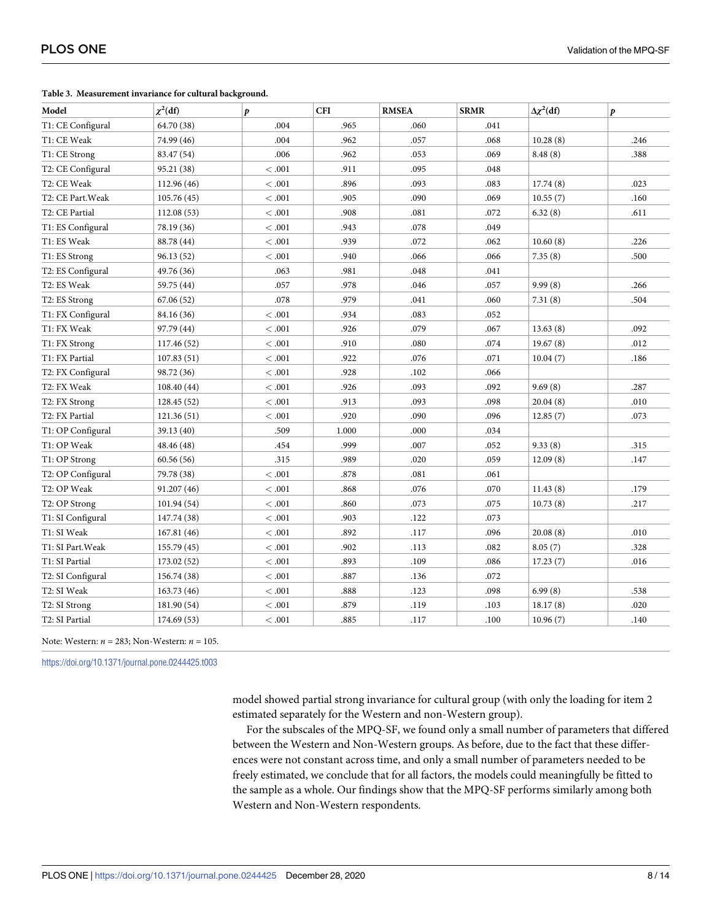**Table 3. Measurement invariance for cultural background.**

| Model | $\chi^2$(df) | *p* | CFI | RMSEA | SRMR | $\Delta\chi^2$(df) | *p* |
|---|---|---|---|---|---|---|---|
| T1: CE Configural | 64.70 (38) | .004 | .965 | .060 | .041 | | |
| T1: CE Weak | 74.99 (46) | .004 | .962 | .057 | .068 | 10.28 (8) | .246 |
| T1: CE Strong | 83.47 (54) | .006 | .962 | .053 | .069 | 8.48 (8) | .388 |
| T2: CE Configural | 95.21 (38) | < .001 | .911 | .095 | .048 | | |
| T2: CE Weak | 112.96 (46) | < .001 | .896 | .093 | .083 | 17.74 (8) | .023 |
| T2: CE Part.Weak | 105.76 (45) | < .001 | .905 | .090 | .069 | 10.55 (7) | .160 |
| T2: CE Partial | 112.08 (53) | < .001 | .908 | .081 | .072 | 6.32 (8) | .611 |
| T1: ES Configural | 78.19 (36) | < .001 | .943 | .078 | .049 | | |
| T1: ES Weak | 88.78 (44) | < .001 | .939 | .072 | .062 | 10.60 (8) | .226 |
| T1: ES Strong | 96.13 (52) | < .001 | .940 | .066 | .066 | 7.35 (8) | .500 |
| T2: ES Configural | 49.76 (36) | .063 | .981 | .048 | .041 | | |
| T2: ES Weak | 59.75 (44) | .057 | .978 | .046 | .057 | 9.99 (8) | .266 |
| T2: ES Strong | 67.06 (52) | .078 | .979 | .041 | .060 | 7.31 (8) | .504 |
| T1: FX Configural | 84.16 (36) | < .001 | .934 | .083 | .052 | | |
| T1: FX Weak | 97.79 (44) | < .001 | .926 | .079 | .067 | 13.63 (8) | .092 |
| T1: FX Strong | 117.46 (52) | < .001 | .910 | .080 | .074 | 19.67 (8) | .012 |
| T1: FX Partial | 107.83 (51) | < .001 | .922 | .076 | .071 | 10.04 (7) | .186 |
| T2: FX Configural | 98.72 (36) | < .001 | .928 | .102 | .066 | | |
| T2: FX Weak | 108.40 (44) | < .001 | .926 | .093 | .092 | 9.69 (8) | .287 |
| T2: FX Strong | 128.45 (52) | < .001 | .913 | .093 | .098 | 20.04 (8) | .010 |
| T2: FX Partial | 121.36 (51) | < .001 | .920 | .090 | .096 | 12.85 (7) | .073 |
| T1: OP Configural | 39.13 (40) | .509 | 1.000 | .000 | .034 | | |
| T1: OP Weak | 48.46 (48) | .454 | .999 | .007 | .052 | 9.33 (8) | .315 |
| T1: OP Strong | 60.56 (56) | .315 | .989 | .020 | .059 | 12.09 (8) | .147 |
| T2: OP Configural | 79.78 (38) | < .001 | .878 | .081 | .061 | | |
| T2: OP Weak | 91.207 (46) | < .001 | .868 | .076 | .070 | 11.43 (8) | .179 |
| T2: OP Strong | 101.94 (54) | < .001 | .860 | .073 | .075 | 10.73 (8) | .217 |
| T1: SI Configural | 147.74 (38) | < .001 | .903 | .122 | .073 | | |
| T1: SI Weak | 167.81 (46) | < .001 | .892 | .117 | .096 | 20.08 (8) | .010 |
| T1: SI Part.Weak | 155.79 (45) | < .001 | .902 | .113 | .082 | 8.05 (7) | .328 |
| T1: SI Partial | 173.02 (52) | < .001 | .893 | .109 | .086 | 17.23 (7) | .016 |
| T2: SI Configural | 156.74 (38) | < .001 | .887 | .136 | .072 | | |
| T2: SI Weak | 163.73 (46) | < .001 | .888 | .123 | .098 | 6.99 (8) | .538 |
| T2: SI Strong | 181.90 (54) | < .001 | .879 | .119 | .103 | 18.17 (8) | .020 |
| T2: SI Partial | 174.69 (53) | < .001 | .885 | .117 | .100 | 10.96 (7) | .140 |

Note: Western: $n$ = 283; Non-Western: $n$ = 105.

https://doi.org/10.1371/journal.pone.0244425.t003

model showed partial strong invariance for cultural group (with only the loading for item 2 estimated separately for the Western and non-Western group).

For the subscales of the MPQ-SF, we found only a small number of parameters that differed between the Western and Non-Western groups. As before, due to the fact that these differences were not constant across time, and only a small number of parameters needed to be freely estimated, we conclude that for all factors, the models could meaningfully be fitted to the sample as a whole. Our findings show that the MPQ-SF performs similarly among both Western and Non-Western respondents.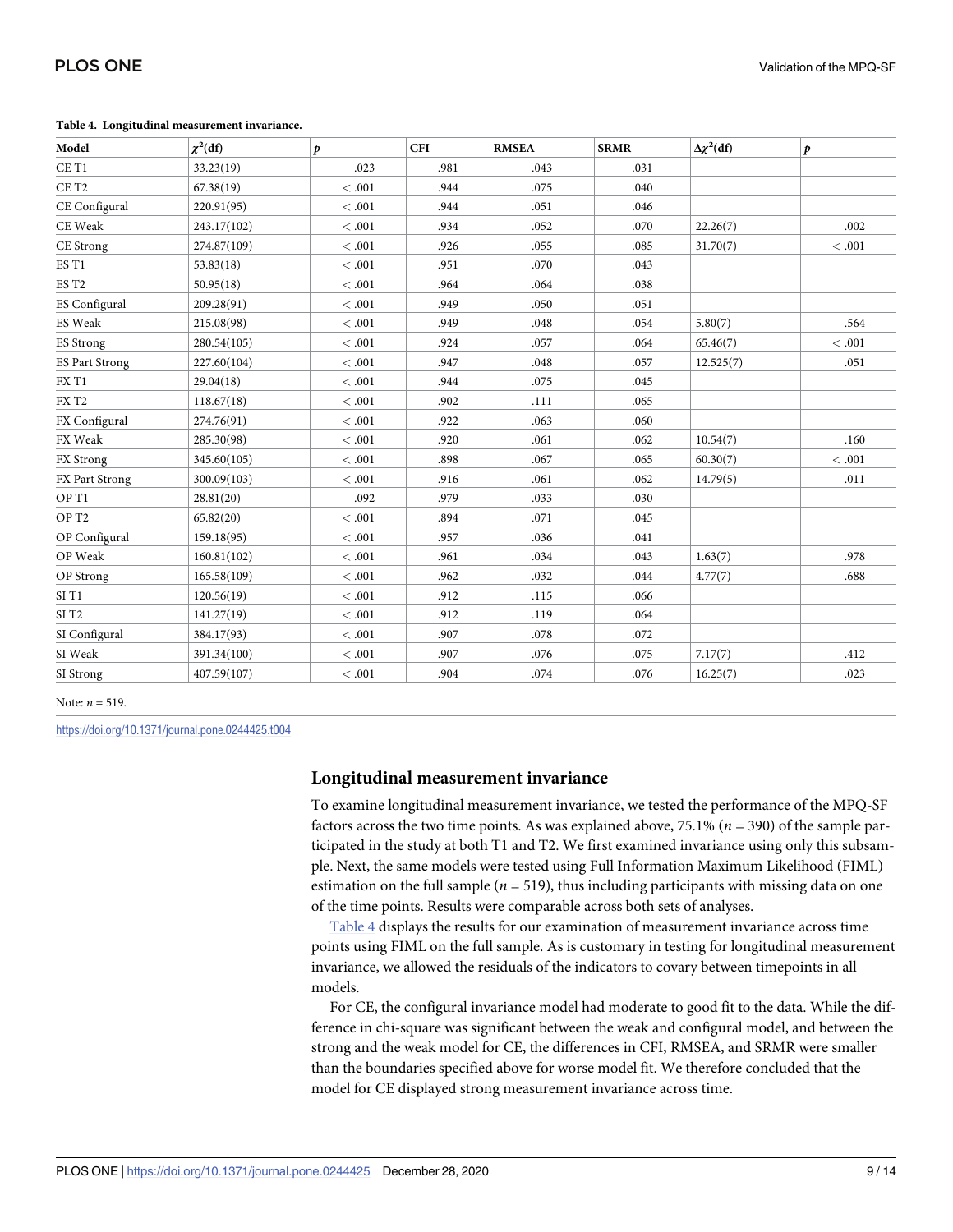**Table 4. Longitudinal measurement invariance.**

| Model | $\chi^2$(df) | $p$ | CFI | RMSEA | SRMR | $\Delta\chi^2$(df) | $p$ |
|---|---|---|---|---|---|---|---|
| CE T1 | 33.23(19) | .023 | .981 | .043 | .031 | | |
| CE T2 | 67.38(19) | < .001 | .944 | .075 | .040 | | |
| CE Configural | 220.91(95) | < .001 | .944 | .051 | .046 | | |
| CE Weak | 243.17(102) | < .001 | .934 | .052 | .070 | 22.26(7) | .002 |
| CE Strong | 274.87(109) | < .001 | .926 | .055 | .085 | 31.70(7) | < .001 |
| ES T1 | 53.83(18) | < .001 | .951 | .070 | .043 | | |
| ES T2 | 50.95(18) | < .001 | .964 | .064 | .038 | | |
| ES Configural | 209.28(91) | < .001 | .949 | .050 | .051 | | |
| ES Weak | 215.08(98) | < .001 | .949 | .048 | .054 | 5.80(7) | .564 |
| ES Strong | 280.54(105) | < .001 | .924 | .057 | .064 | 65.46(7) | < .001 |
| ES Part Strong | 227.60(104) | < .001 | .947 | .048 | .057 | 12.525(7) | .051 |
| FX T1 | 29.04(18) | < .001 | .944 | .075 | .045 | | |
| FX T2 | 118.67(18) | < .001 | .902 | .111 | .065 | | |
| FX Configural | 274.76(91) | < .001 | .922 | .063 | .060 | | |
| FX Weak | 285.30(98) | < .001 | .920 | .061 | .062 | 10.54(7) | .160 |
| FX Strong | 345.60(105) | < .001 | .898 | .067 | .065 | 60.30(7) | < .001 |
| FX Part Strong | 300.09(103) | < .001 | .916 | .061 | .062 | 14.79(5) | .011 |
| OP T1 | 28.81(20) | .092 | .979 | .033 | .030 | | |
| OP T2 | 65.82(20) | < .001 | .894 | .071 | .045 | | |
| OP Configural | 159.18(95) | < .001 | .957 | .036 | .041 | | |
| OP Weak | 160.81(102) | < .001 | .961 | .034 | .043 | 1.63(7) | .978 |
| OP Strong | 165.58(109) | < .001 | .962 | .032 | .044 | 4.77(7) | .688 |
| SI T1 | 120.56(19) | < .001 | .912 | .115 | .066 | | |
| SI T2 | 141.27(19) | < .001 | .912 | .119 | .064 | | |
| SI Configural | 384.17(93) | < .001 | .907 | .078 | .072 | | |
| SI Weak | 391.34(100) | < .001 | .907 | .076 | .075 | 7.17(7) | .412 |
| SI Strong | 407.59(107) | < .001 | .904 | .074 | .076 | 16.25(7) | .023 |

Note: $n$ = 519.

https://doi.org/10.1371/journal.pone.0244425.t004

## Longitudinal measurement invariance

To examine longitudinal measurement invariance, we tested the performance of the MPQ-SF factors across the two time points. As was explained above, 75.1% ($n$ = 390) of the sample participated in the study at both T1 and T2. We first examined invariance using only this subsample. Next, the same models were tested using Full Information Maximum Likelihood (FIML) estimation on the full sample ($n$ = 519), thus including participants with missing data on one of the time points. Results were comparable across both sets of analyses.

Table 4 displays the results for our examination of measurement invariance across time points using FIML on the full sample. As is customary in testing for longitudinal measurement invariance, we allowed the residuals of the indicators to covary between timepoints in all models.

For CE, the configural invariance model had moderate to good fit to the data. While the difference in chi-square was significant between the weak and configural model, and between the strong and the weak model for CE, the differences in CFI, RMSEA, and SRMR were smaller than the boundaries specified above for worse model fit. We therefore concluded that the model for CE displayed strong measurement invariance across time.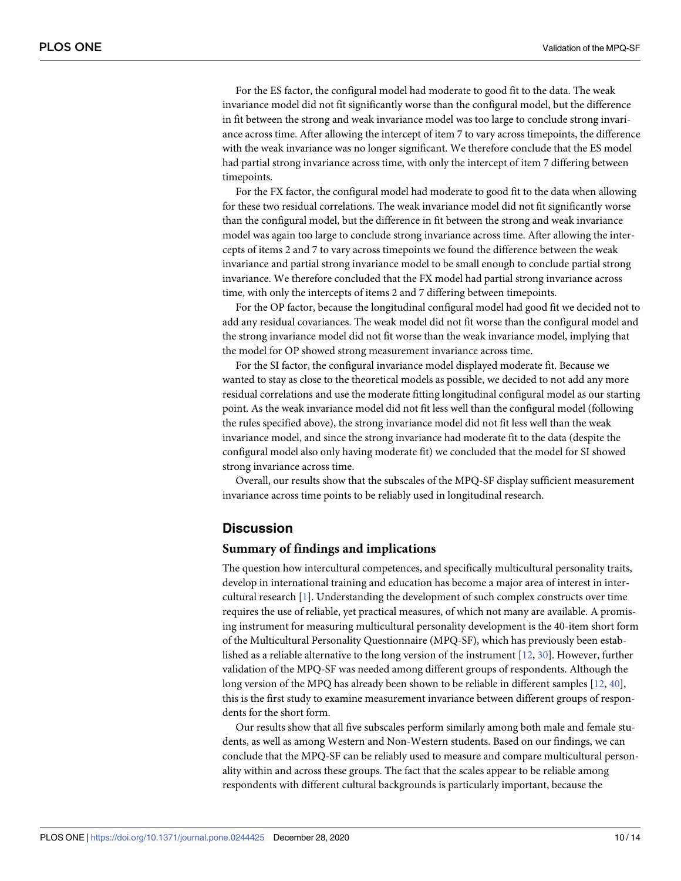For the ES factor, the configural model had moderate to good fit to the data. The weak invariance model did not fit significantly worse than the configural model, but the difference in fit between the strong and weak invariance model was too large to conclude strong invariance across time. After allowing the intercept of item 7 to vary across timepoints, the difference with the weak invariance was no longer significant. We therefore conclude that the ES model had partial strong invariance across time, with only the intercept of item 7 differing between timepoints.

For the FX factor, the configural model had moderate to good fit to the data when allowing for these two residual correlations. The weak invariance model did not fit significantly worse than the configural model, but the difference in fit between the strong and weak invariance model was again too large to conclude strong invariance across time. After allowing the intercepts of items 2 and 7 to vary across timepoints we found the difference between the weak invariance and partial strong invariance model to be small enough to conclude partial strong invariance. We therefore concluded that the FX model had partial strong invariance across time, with only the intercepts of items 2 and 7 differing between timepoints.

For the OP factor, because the longitudinal configural model had good fit we decided not to add any residual covariances. The weak model did not fit worse than the configural model and the strong invariance model did not fit worse than the weak invariance model, implying that the model for OP showed strong measurement invariance across time.

For the SI factor, the configural invariance model displayed moderate fit. Because we wanted to stay as close to the theoretical models as possible, we decided to not add any more residual correlations and use the moderate fitting longitudinal configural model as our starting point. As the weak invariance model did not fit less well than the configural model (following the rules specified above), the strong invariance model did not fit less well than the weak invariance model, and since the strong invariance had moderate fit to the data (despite the configural model also only having moderate fit) we concluded that the model for SI showed strong invariance across time.

Overall, our results show that the subscales of the MPQ-SF display sufficient measurement invariance across time points to be reliably used in longitudinal research.

## Discussion

### Summary of findings and implications

The question how intercultural competences, and specifically multicultural personality traits, develop in international training and education has become a major area of interest in intercultural research [1]. Understanding the development of such complex constructs over time requires the use of reliable, yet practical measures, of which not many are available. A promising instrument for measuring multicultural personality development is the 40-item short form of the Multicultural Personality Questionnaire (MPQ-SF), which has previously been established as a reliable alternative to the long version of the instrument [12, 30]. However, further validation of the MPQ-SF was needed among different groups of respondents. Although the long version of the MPQ has already been shown to be reliable in different samples [12, 40], this is the first study to examine measurement invariance between different groups of respondents for the short form.

Our results show that all five subscales perform similarly among both male and female students, as well as among Western and Non-Western students. Based on our findings, we can conclude that the MPQ-SF can be reliably used to measure and compare multicultural personality within and across these groups. The fact that the scales appear to be reliable among respondents with different cultural backgrounds is particularly important, because the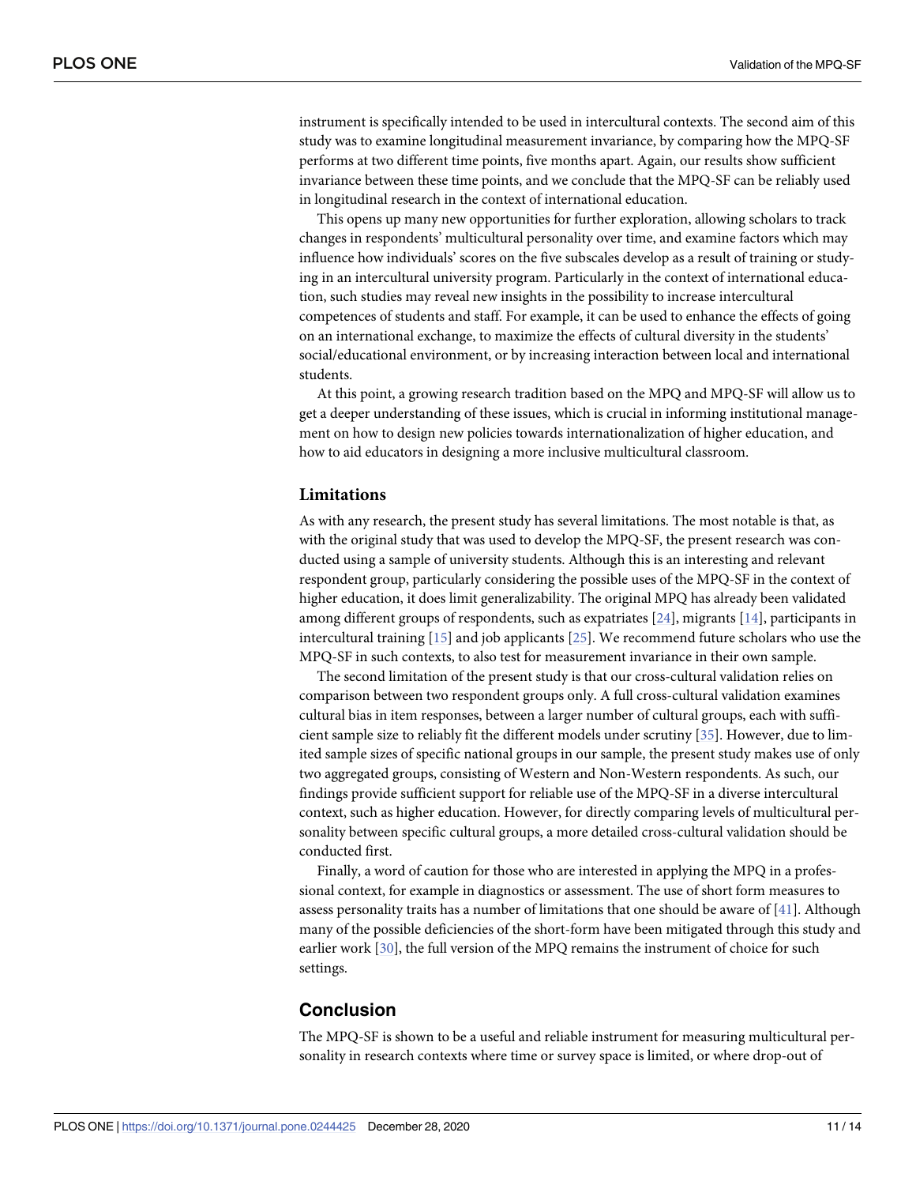instrument is specifically intended to be used in intercultural contexts. The second aim of this study was to examine longitudinal measurement invariance, by comparing how the MPQ-SF performs at two different time points, five months apart. Again, our results show sufficient invariance between these time points, and we conclude that the MPQ-SF can be reliably used in longitudinal research in the context of international education.

This opens up many new opportunities for further exploration, allowing scholars to track changes in respondents' multicultural personality over time, and examine factors which may influence how individuals' scores on the five subscales develop as a result of training or studying in an intercultural university program. Particularly in the context of international education, such studies may reveal new insights in the possibility to increase intercultural competences of students and staff. For example, it can be used to enhance the effects of going on an international exchange, to maximize the effects of cultural diversity in the students' social/educational environment, or by increasing interaction between local and international students.

At this point, a growing research tradition based on the MPQ and MPQ-SF will allow us to get a deeper understanding of these issues, which is crucial in informing institutional management on how to design new policies towards internationalization of higher education, and how to aid educators in designing a more inclusive multicultural classroom.

### Limitations

As with any research, the present study has several limitations. The most notable is that, as with the original study that was used to develop the MPQ-SF, the present research was conducted using a sample of university students. Although this is an interesting and relevant respondent group, particularly considering the possible uses of the MPQ-SF in the context of higher education, it does limit generalizability. The original MPQ has already been validated among different groups of respondents, such as expatriates [24], migrants [14], participants in intercultural training [15] and job applicants [25]. We recommend future scholars who use the MPQ-SF in such contexts, to also test for measurement invariance in their own sample.

The second limitation of the present study is that our cross-cultural validation relies on comparison between two respondent groups only. A full cross-cultural validation examines cultural bias in item responses, between a larger number of cultural groups, each with sufficient sample size to reliably fit the different models under scrutiny [35]. However, due to limited sample sizes of specific national groups in our sample, the present study makes use of only two aggregated groups, consisting of Western and Non-Western respondents. As such, our findings provide sufficient support for reliable use of the MPQ-SF in a diverse intercultural context, such as higher education. However, for directly comparing levels of multicultural personality between specific cultural groups, a more detailed cross-cultural validation should be conducted first.

Finally, a word of caution for those who are interested in applying the MPQ in a professional context, for example in diagnostics or assessment. The use of short form measures to assess personality traits has a number of limitations that one should be aware of [41]. Although many of the possible deficiencies of the short-form have been mitigated through this study and earlier work [30], the full version of the MPQ remains the instrument of choice for such settings.

## Conclusion

The MPQ-SF is shown to be a useful and reliable instrument for measuring multicultural personality in research contexts where time or survey space is limited, or where drop-out of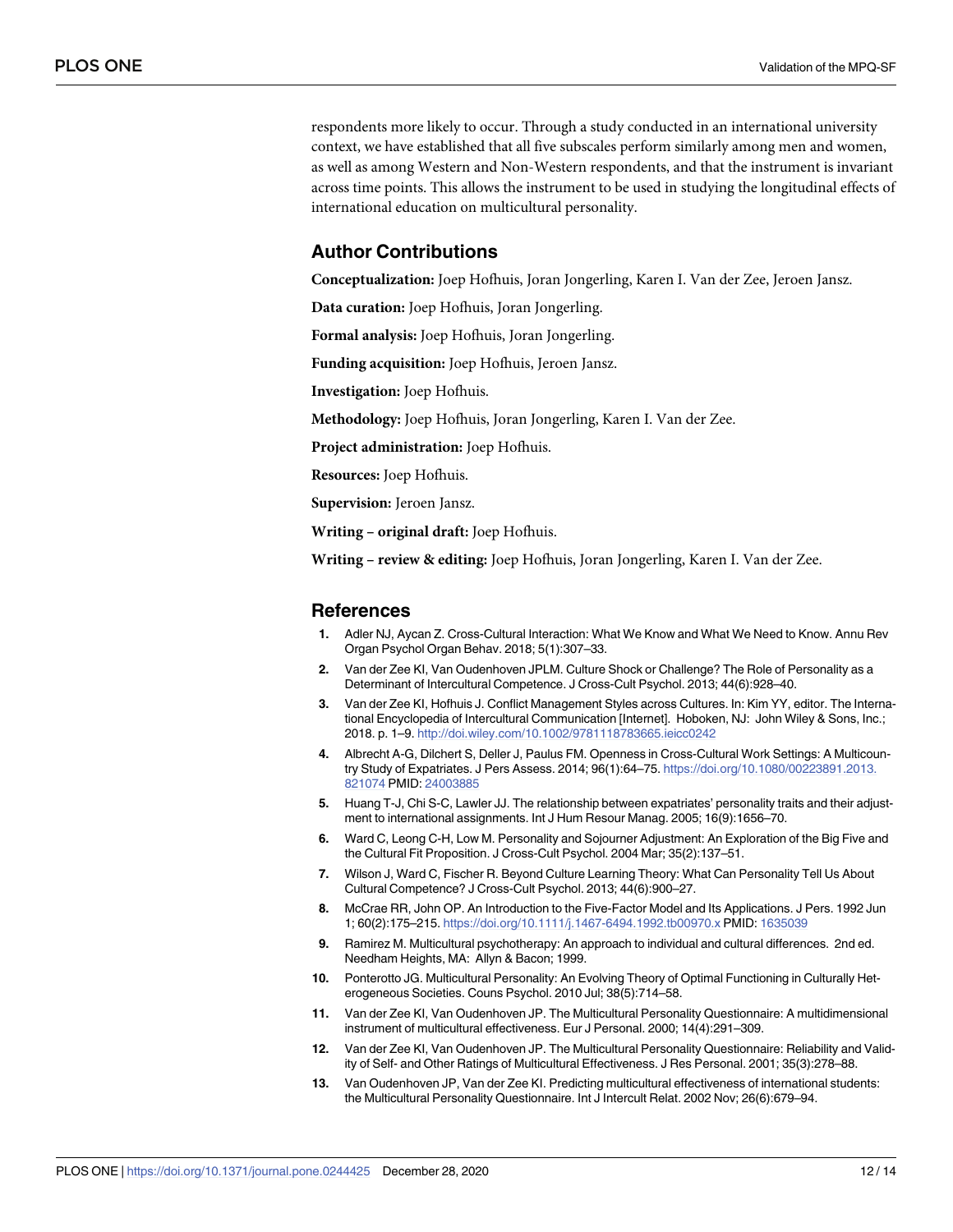respondents more likely to occur. Through a study conducted in an international university context, we have established that all five subscales perform similarly among men and women, as well as among Western and Non-Western respondents, and that the instrument is invariant across time points. This allows the instrument to be used in studying the longitudinal effects of international education on multicultural personality.

## Author Contributions

**Conceptualization:** Joep Hofhuis, Joran Jongerling, Karen I. Van der Zee, Jeroen Jansz.

**Data curation:** Joep Hofhuis, Joran Jongerling.

**Formal analysis:** Joep Hofhuis, Joran Jongerling.

**Funding acquisition:** Joep Hofhuis, Jeroen Jansz.

**Investigation:** Joep Hofhuis.

**Methodology:** Joep Hofhuis, Joran Jongerling, Karen I. Van der Zee.

**Project administration:** Joep Hofhuis.

**Resources:** Joep Hofhuis.

**Supervision:** Jeroen Jansz.

**Writing – original draft:** Joep Hofhuis.

**Writing – review & editing:** Joep Hofhuis, Joran Jongerling, Karen I. Van der Zee.

## References

1. Adler NJ, Aycan Z. Cross-Cultural Interaction: What We Know and What We Need to Know. Annu Rev Organ Psychol Organ Behav. 2018; 5(1):307–33.
2. Van der Zee KI, Van Oudenhoven JPLM. Culture Shock or Challenge? The Role of Personality as a Determinant of Intercultural Competence. J Cross-Cult Psychol. 2013; 44(6):928–40.
3. Van der Zee KI, Hofhuis J. Conflict Management Styles across Cultures. In: Kim YY, editor. The International Encyclopedia of Intercultural Communication [Internet]. Hoboken, NJ: John Wiley & Sons, Inc.; 2018. p. 1–9. http://doi.wiley.com/10.1002/9781118783665.ieicc0242
4. Albrecht A-G, Dilchert S, Deller J, Paulus FM. Openness in Cross-Cultural Work Settings: A Multicountry Study of Expatriates. J Pers Assess. 2014; 96(1):64–75. https://doi.org/10.1080/00223891.2013.821074 PMID: 24003885
5. Huang T-J, Chi S-C, Lawler JJ. The relationship between expatriates' personality traits and their adjustment to international assignments. Int J Hum Resour Manag. 2005; 16(9):1656–70.
6. Ward C, Leong C-H, Low M. Personality and Sojourner Adjustment: An Exploration of the Big Five and the Cultural Fit Proposition. J Cross-Cult Psychol. 2004 Mar; 35(2):137–51.
7. Wilson J, Ward C, Fischer R. Beyond Culture Learning Theory: What Can Personality Tell Us About Cultural Competence? J Cross-Cult Psychol. 2013; 44(6):900–27.
8. McCrae RR, John OP. An Introduction to the Five-Factor Model and Its Applications. J Pers. 1992 Jun 1; 60(2):175–215. https://doi.org/10.1111/j.1467-6494.1992.tb00970.x PMID: 1635039
9. Ramirez M. Multicultural psychotherapy: An approach to individual and cultural differences. 2nd ed. Needham Heights, MA: Allyn & Bacon; 1999.
10. Ponterotto JG. Multicultural Personality: An Evolving Theory of Optimal Functioning in Culturally Heterogeneous Societies. Couns Psychol. 2010 Jul; 38(5):714–58.
11. Van der Zee KI, Van Oudenhoven JP. The Multicultural Personality Questionnaire: A multidimensional instrument of multicultural effectiveness. Eur J Personal. 2000; 14(4):291–309.
12. Van der Zee KI, Van Oudenhoven JP. The Multicultural Personality Questionnaire: Reliability and Validity of Self- and Other Ratings of Multicultural Effectiveness. J Res Personal. 2001; 35(3):278–88.
13. Van Oudenhoven JP, Van der Zee KI. Predicting multicultural effectiveness of international students: the Multicultural Personality Questionnaire. Int J Intercult Relat. 2002 Nov; 26(6):679–94.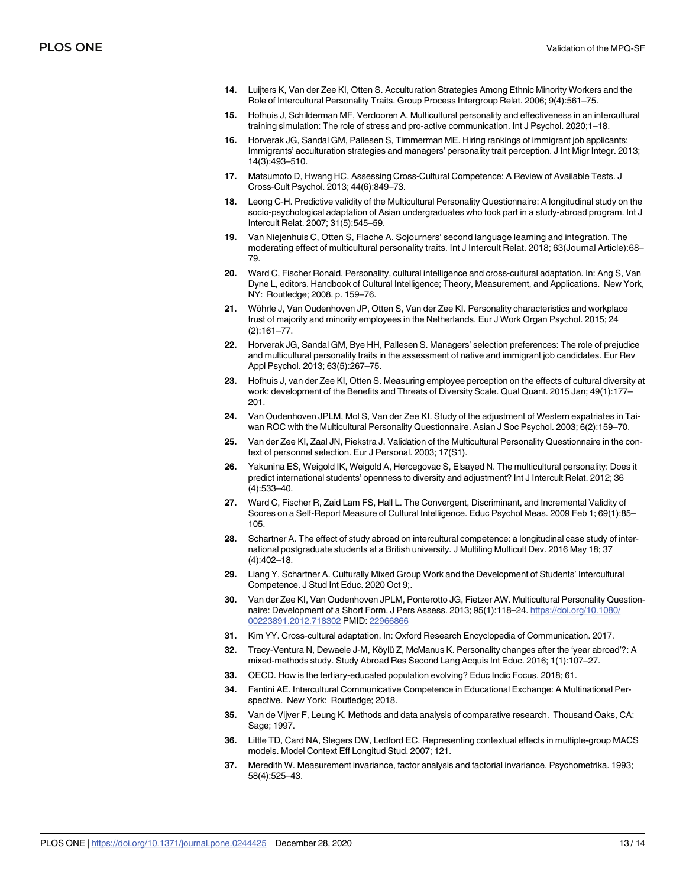14. Luijters K, Van der Zee KI, Otten S. Acculturation Strategies Among Ethnic Minority Workers and the Role of Intercultural Personality Traits. Group Process Intergroup Relat. 2006; 9(4):561–75.
15. Hofhuis J, Schilderman MF, Verdooren A. Multicultural personality and effectiveness in an intercultural training simulation: The role of stress and pro-active communication. Int J Psychol. 2020;1–18.
16. Horverak JG, Sandal GM, Pallesen S, Timmerman ME. Hiring rankings of immigrant job applicants: Immigrants' acculturation strategies and managers' personality trait perception. J Int Migr Integr. 2013; 14(3):493–510.
17. Matsumoto D, Hwang HC. Assessing Cross-Cultural Competence: A Review of Available Tests. J Cross-Cult Psychol. 2013; 44(6):849–73.
18. Leong C-H. Predictive validity of the Multicultural Personality Questionnaire: A longitudinal study on the socio-psychological adaptation of Asian undergraduates who took part in a study-abroad program. Int J Intercult Relat. 2007; 31(5):545–59.
19. Van Niejenhuis C, Otten S, Flache A. Sojourners' second language learning and integration. The moderating effect of multicultural personality traits. Int J Intercult Relat. 2018; 63(Journal Article):68–79.
20. Ward C, Fischer Ronald. Personality, cultural intelligence and cross-cultural adaptation. In: Ang S, Van Dyne L, editors. Handbook of Cultural Intelligence; Theory, Measurement, and Applications. New York, NY: Routledge; 2008. p. 159–76.
21. Wöhrle J, Van Oudenhoven JP, Otten S, Van der Zee KI. Personality characteristics and workplace trust of majority and minority employees in the Netherlands. Eur J Work Organ Psychol. 2015; 24 (2):161–77.
22. Horverak JG, Sandal GM, Bye HH, Pallesen S. Managers' selection preferences: The role of prejudice and multicultural personality traits in the assessment of native and immigrant job candidates. Eur Rev Appl Psychol. 2013; 63(5):267–75.
23. Hofhuis J, van der Zee KI, Otten S. Measuring employee perception on the effects of cultural diversity at work: development of the Benefits and Threats of Diversity Scale. Qual Quant. 2015 Jan; 49(1):177–201.
24. Van Oudenhoven JPLM, Mol S, Van der Zee KI. Study of the adjustment of Western expatriates in Taiwan ROC with the Multicultural Personality Questionnaire. Asian J Soc Psychol. 2003; 6(2):159–70.
25. Van der Zee KI, Zaal JN, Piekstra J. Validation of the Multicultural Personality Questionnaire in the context of personnel selection. Eur J Personal. 2003; 17(S1).
26. Yakunina ES, Weigold IK, Weigold A, Hercegovac S, Elsayed N. The multicultural personality: Does it predict international students' openness to diversity and adjustment? Int J Intercult Relat. 2012; 36 (4):533–40.
27. Ward C, Fischer R, Zaid Lam FS, Hall L. The Convergent, Discriminant, and Incremental Validity of Scores on a Self-Report Measure of Cultural Intelligence. Educ Psychol Meas. 2009 Feb 1; 69(1):85–105.
28. Schartner A. The effect of study abroad on intercultural competence: a longitudinal case study of international postgraduate students at a British university. J Multiling Multicult Dev. 2016 May 18; 37 (4):402–18.
29. Liang Y, Schartner A. Culturally Mixed Group Work and the Development of Students' Intercultural Competence. J Stud Int Educ. 2020 Oct 9;.
30. Van der Zee KI, Van Oudenhoven JPLM, Ponterotto JG, Fietzer AW. Multicultural Personality Questionnaire: Development of a Short Form. J Pers Assess. 2013; 95(1):118–24. https://doi.org/10.1080/00223891.2012.718302 PMID: 22966866
31. Kim YY. Cross-cultural adaptation. In: Oxford Research Encyclopedia of Communication. 2017.
32. Tracy-Ventura N, Dewaele J-M, Köylü Z, McManus K. Personality changes after the 'year abroad'?: A mixed-methods study. Study Abroad Res Second Lang Acquis Int Educ. 2016; 1(1):107–27.
33. OECD. How is the tertiary-educated population evolving? Educ Indic Focus. 2018; 61.
34. Fantini AE. Intercultural Communicative Competence in Educational Exchange: A Multinational Perspective. New York: Routledge; 2018.
35. Van de Vijver F, Leung K. Methods and data analysis of comparative research. Thousand Oaks, CA: Sage; 1997.
36. Little TD, Card NA, Slegers DW, Ledford EC. Representing contextual effects in multiple-group MACS models. Model Context Eff Longitud Stud. 2007; 121.
37. Meredith W. Measurement invariance, factor analysis and factorial invariance. Psychometrika. 1993; 58(4):525–43.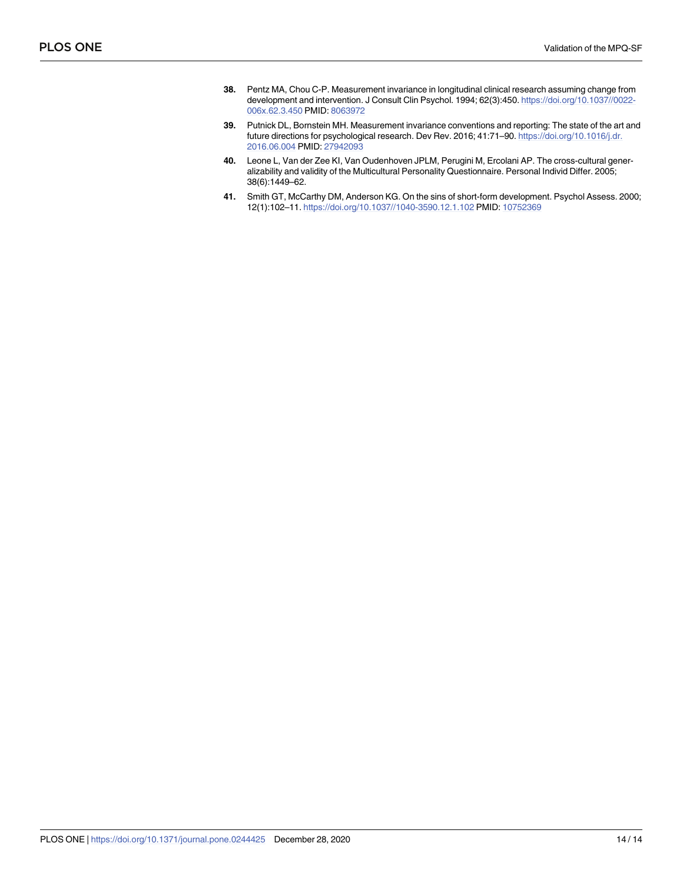38. Pentz MA, Chou C-P. Measurement invariance in longitudinal clinical research assuming change from development and intervention. J Consult Clin Psychol. 1994; 62(3):450. https://doi.org/10.1037//0022-006x.62.3.450 PMID: 8063972

39. Putnick DL, Bornstein MH. Measurement invariance conventions and reporting: The state of the art and future directions for psychological research. Dev Rev. 2016; 41:71–90. https://doi.org/10.1016/j.dr.2016.06.004 PMID: 27942093

40. Leone L, Van der Zee KI, Van Oudenhoven JPLM, Perugini M, Ercolani AP. The cross-cultural generalizability and validity of the Multicultural Personality Questionnaire. Personal Individ Differ. 2005; 38(6):1449–62.

41. Smith GT, McCarthy DM, Anderson KG. On the sins of short-form development. Psychol Assess. 2000; 12(1):102–11. https://doi.org/10.1037//1040-3590.12.1.102 PMID: 10752369